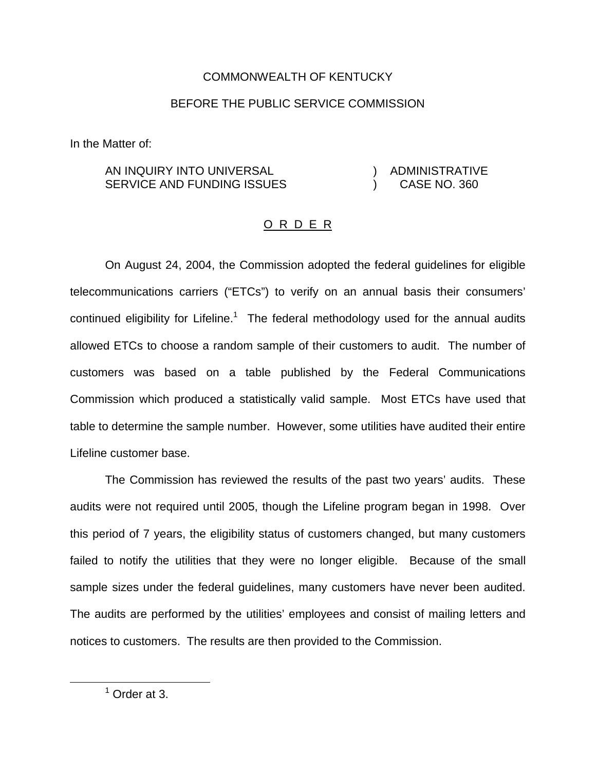COMMONWEALTH OF KENTUCKY

BEFORE THE PUBLIC SERVICE COMMISSION

In the Matter of:

| | | |
|---|---|---|
| AN INQUIRY INTO UNIVERSAL SERVICE AND FUNDING ISSUES | ) | ADMINISTRATIVE CASE NO. 360 |

<u>O R D E R</u>

On August 24, 2004, the Commission adopted the federal guidelines for eligible telecommunications carriers ("ETCs") to verify on an annual basis their consumers' continued eligibility for Lifeline.[1] The federal methodology used for the annual audits allowed ETCs to choose a random sample of their customers to audit. The number of customers was based on a table published by the Federal Communications Commission which produced a statistically valid sample. Most ETCs have used that table to determine the sample number. However, some utilities have audited their entire Lifeline customer base.

The Commission has reviewed the results of the past two years' audits. These audits were not required until 2005, though the Lifeline program began in 1998. Over this period of 7 years, the eligibility status of customers changed, but many customers failed to notify the utilities that they were no longer eligible. Because of the small sample sizes under the federal guidelines, many customers have never been audited. The audits are performed by the utilities' employees and consist of mailing letters and notices to customers. The results are then provided to the Commission.

[1] Order at 3.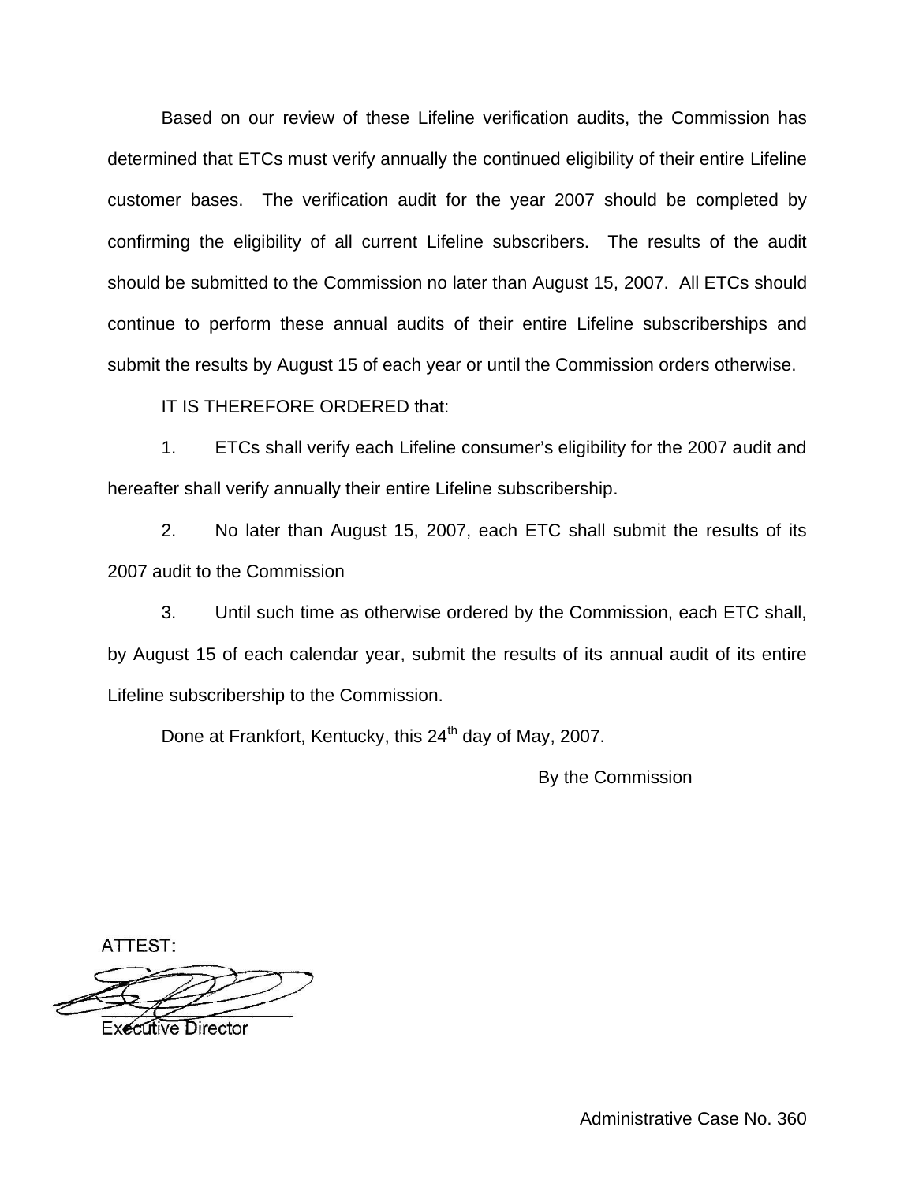Based on our review of these Lifeline verification audits, the Commission has determined that ETCs must verify annually the continued eligibility of their entire Lifeline customer bases. The verification audit for the year 2007 should be completed by confirming the eligibility of all current Lifeline subscribers. The results of the audit should be submitted to the Commission no later than August 15, 2007. All ETCs should continue to perform these annual audits of their entire Lifeline subscriberships and submit the results by August 15 of each year or until the Commission orders otherwise.

IT IS THEREFORE ORDERED that:

1. ETCs shall verify each Lifeline consumer's eligibility for the 2007 audit and hereafter shall verify annually their entire Lifeline subscribership.

2. No later than August 15, 2007, each ETC shall submit the results of its 2007 audit to the Commission

3. Until such time as otherwise ordered by the Commission, each ETC shall, by August 15 of each calendar year, submit the results of its annual audit of its entire Lifeline subscribership to the Commission.

Done at Frankfort, Kentucky, this 24th day of May, 2007.

By the Commission

ATTEST:

Executive Director

Administrative Case No. 360